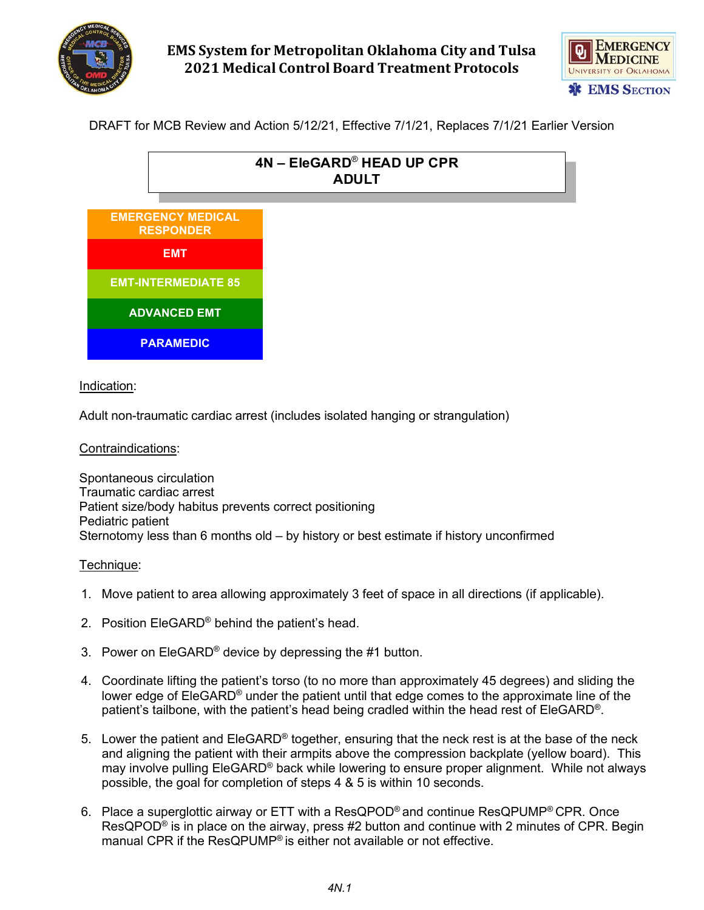# EMS System for Metropolitan Oklahoma City and Tulsa
# 2021 Medical Control Board Treatment Protocols

EMERGENCY MEDICINE
UNIVERSITY OF OKLAHOMA
EMS SECTION

DRAFT for MCB Review and Action 5/12/21, Effective 7/1/21, Replaces 7/1/21 Earlier Version

## 4N – EleGARD® HEAD UP CPR ADULT

- EMERGENCY MEDICAL RESPONDER
- EMT
- EMT-INTERMEDIATE 85
- ADVANCED EMT
- PARAMEDIC

Indication:

Adult non-traumatic cardiac arrest (includes isolated hanging or strangulation)

Contraindications:

Spontaneous circulation
Traumatic cardiac arrest
Patient size/body habitus prevents correct positioning
Pediatric patient
Sternotomy less than 6 months old – by history or best estimate if history unconfirmed

Technique:

1. Move patient to area allowing approximately 3 feet of space in all directions (if applicable).

2. Position EleGARD® behind the patient's head.

3. Power on EleGARD® device by depressing the #1 button.

4. Coordinate lifting the patient's torso (to no more than approximately 45 degrees) and sliding the lower edge of EleGARD® under the patient until that edge comes to the approximate line of the patient's tailbone, with the patient's head being cradled within the head rest of EleGARD®.

5. Lower the patient and EleGARD® together, ensuring that the neck rest is at the base of the neck and aligning the patient with their armpits above the compression backplate (yellow board). This may involve pulling EleGARD® back while lowering to ensure proper alignment. While not always possible, the goal for completion of steps 4 & 5 is within 10 seconds.

6. Place a superglottic airway or ETT with a ResQPOD® and continue ResQPUMP® CPR. Once ResQPOD® is in place on the airway, press #2 button and continue with 2 minutes of CPR. Begin manual CPR if the ResQPUMP® is either not available or not effective.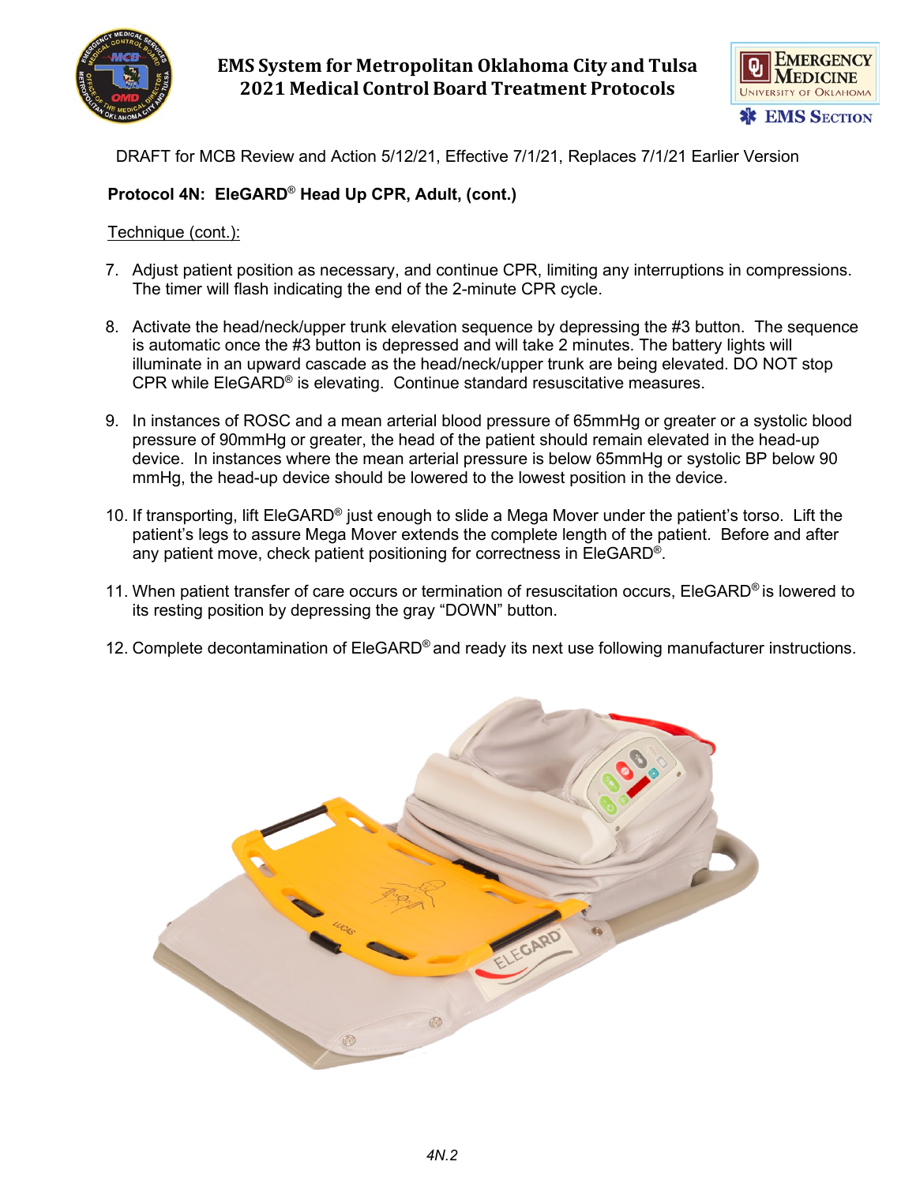DRAFT for MCB Review and Action 5/12/21, Effective 7/1/21, Replaces 7/1/21 Earlier Version

**Protocol 4N: EleGARD® Head Up CPR, Adult, (cont.)**

Technique (cont.):

7. Adjust patient position as necessary, and continue CPR, limiting any interruptions in compressions. The timer will flash indicating the end of the 2-minute CPR cycle.

8. Activate the head/neck/upper trunk elevation sequence by depressing the #3 button. The sequence is automatic once the #3 button is depressed and will take 2 minutes. The battery lights will illuminate in an upward cascade as the head/neck/upper trunk are being elevated. DO NOT stop CPR while EleGARD® is elevating. Continue standard resuscitative measures.

9. In instances of ROSC and a mean arterial blood pressure of 65mmHg or greater or a systolic blood pressure of 90mmHg or greater, the head of the patient should remain elevated in the head-up device. In instances where the mean arterial pressure is below 65mmHg or systolic BP below 90 mmHg, the head-up device should be lowered to the lowest position in the device.

10. If transporting, lift EleGARD® just enough to slide a Mega Mover under the patient's torso. Lift the patient's legs to assure Mega Mover extends the complete length of the patient. Before and after any patient move, check patient positioning for correctness in EleGARD®.

11. When patient transfer of care occurs or termination of resuscitation occurs, EleGARD® is lowered to its resting position by depressing the gray "DOWN" button.

12. Complete decontamination of EleGARD® and ready its next use following manufacturer instructions.